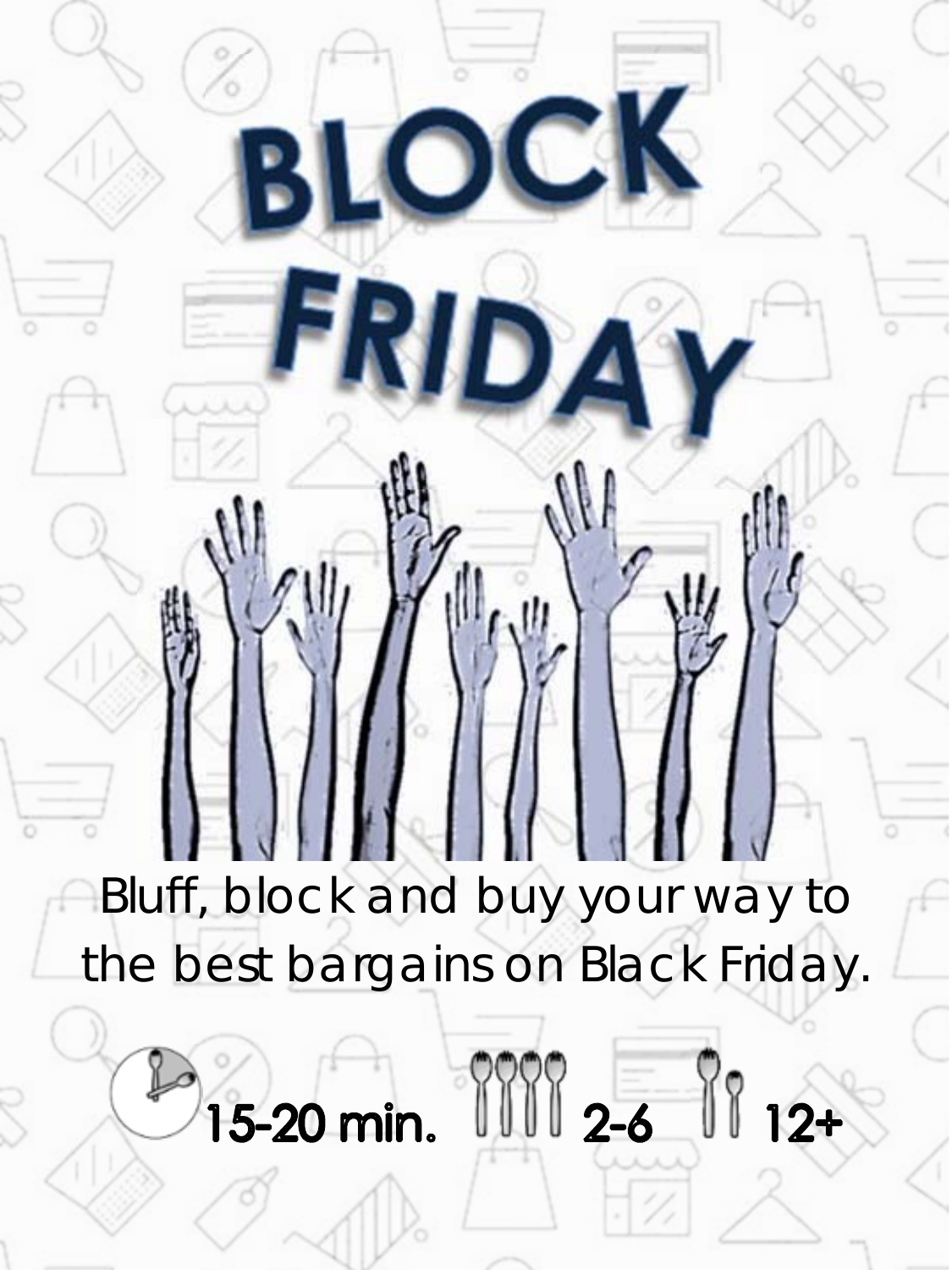# BLOCK FRIDAY

Bluff, block and buy your way to the best bargains on Black Friday.

15-20 min. 2-6 12+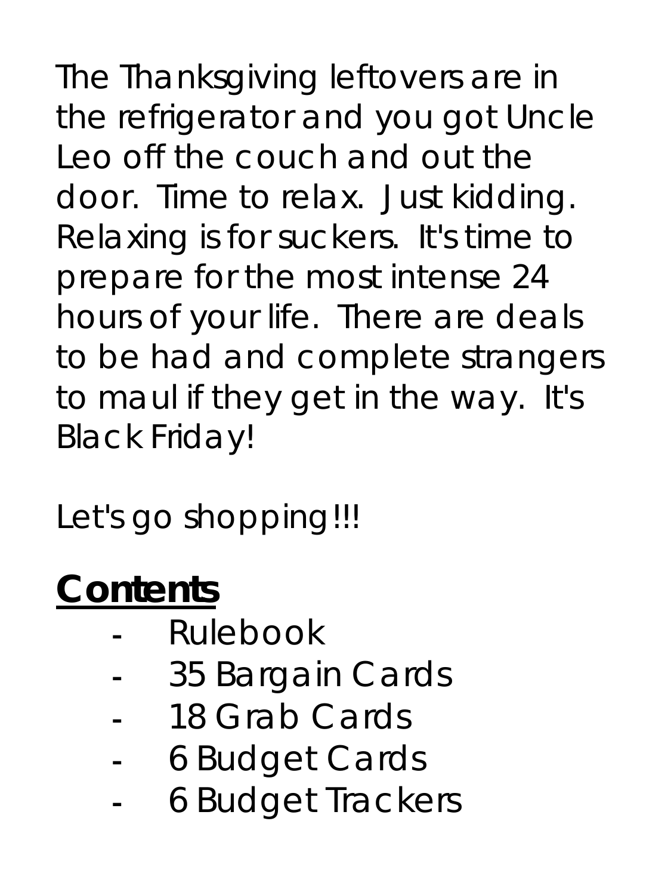The Thanksgiving leftovers are in the refrigerator and you got Uncle Leo off the couch and out the door. Time to relax. Just kidding. Relaxing is for suckers. It's time to prepare for the most intense 24 hours of your life. There are deals to be had and complete strangers to maul if they get in the way. It's Black Friday!

Let's go shopping!!!

## Contents

- Rulebook
- 35 Bargain Cards
- 18 Grab Cards
- 6 Budget Cards
- 6 Budget Trackers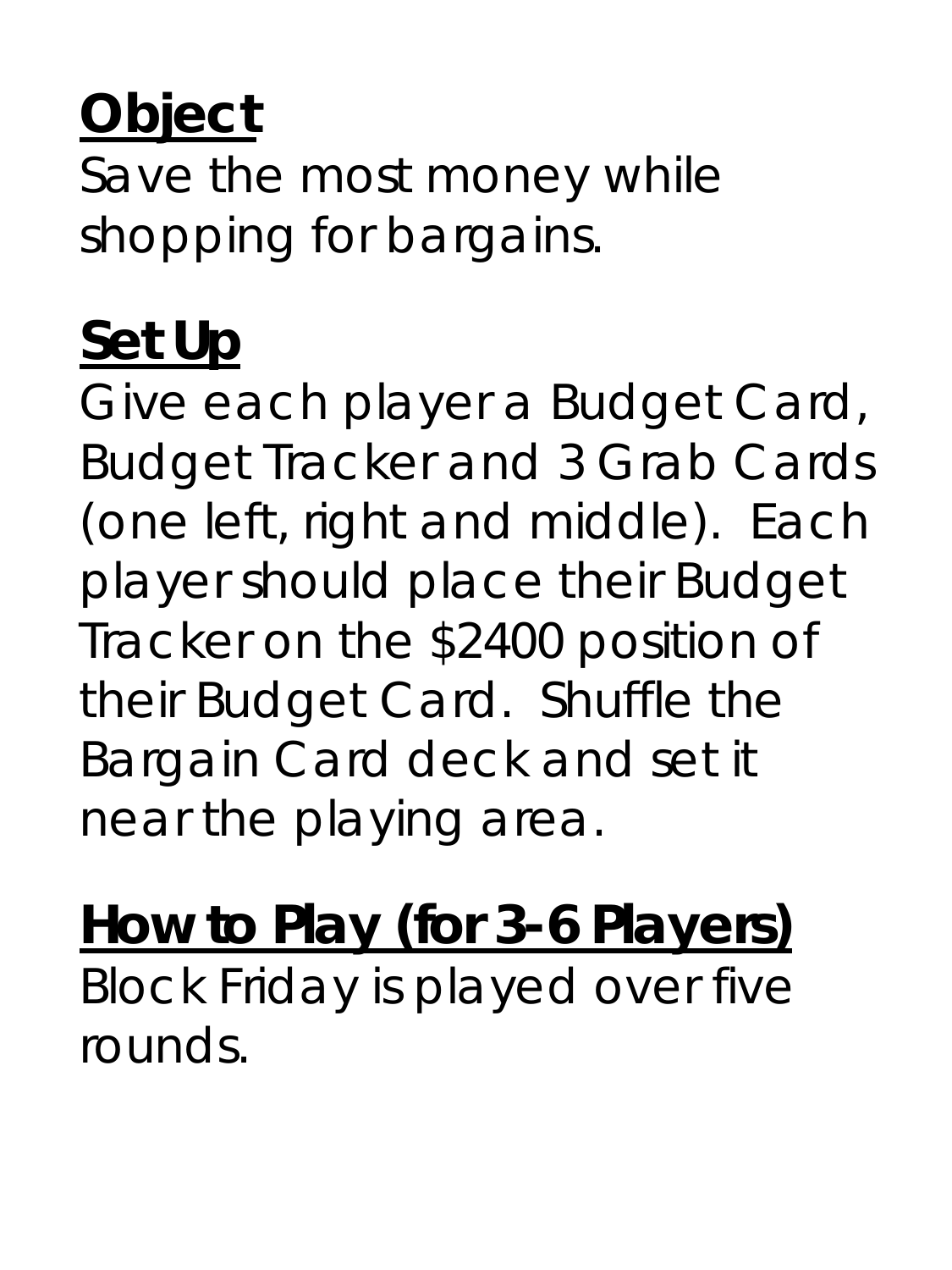## Object

Save the most money while shopping for bargains.

## Set Up

Give each player a Budget Card, Budget Tracker and 3 Grab Cards (one left, right and middle). Each player should place their Budget Tracker on the $2400 position of their Budget Card. Shuffle the Bargain Card deck and set it near the playing area.

## How to Play (for 3-6 Players)

Block Friday is played over five rounds.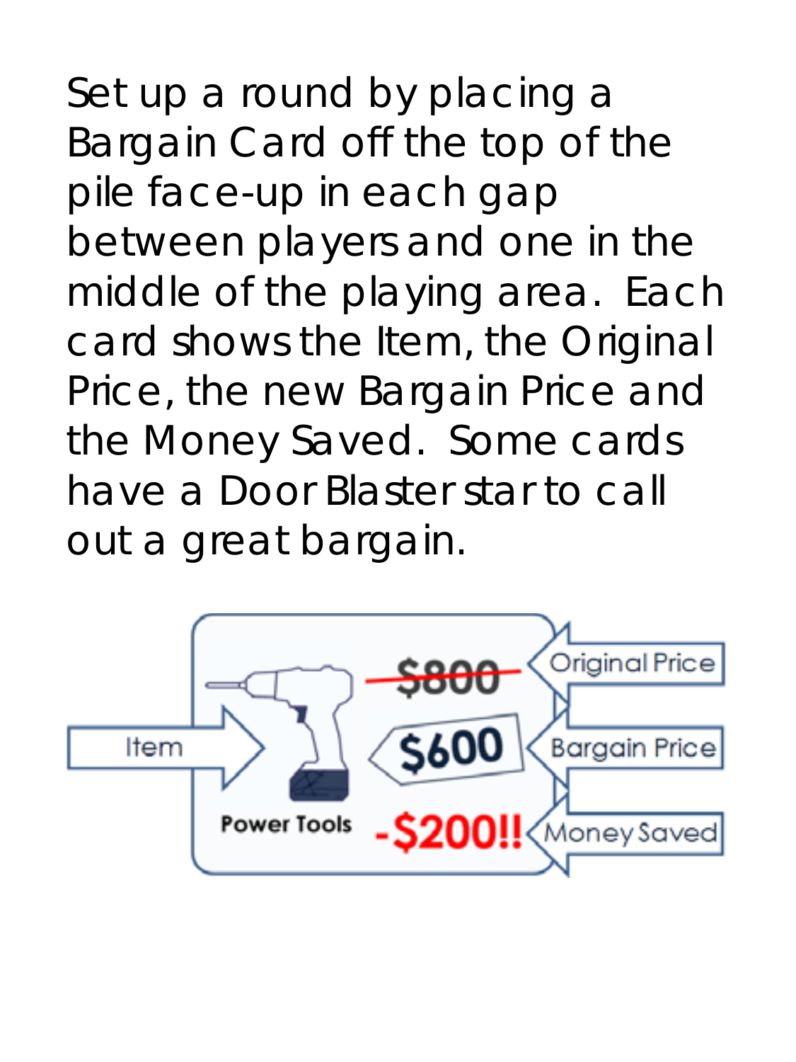Set up a round by placing a Bargain Card off the top of the pile face-up in each gap between players and one in the middle of the playing area. Each card shows the Item, the Original Price, the new Bargain Price and the Money Saved. Some cards have a Door Blaster star to call out a great bargain.

Item

Power Tools

$800

Original Price

$600

Bargain Price

-$200!!

Money Saved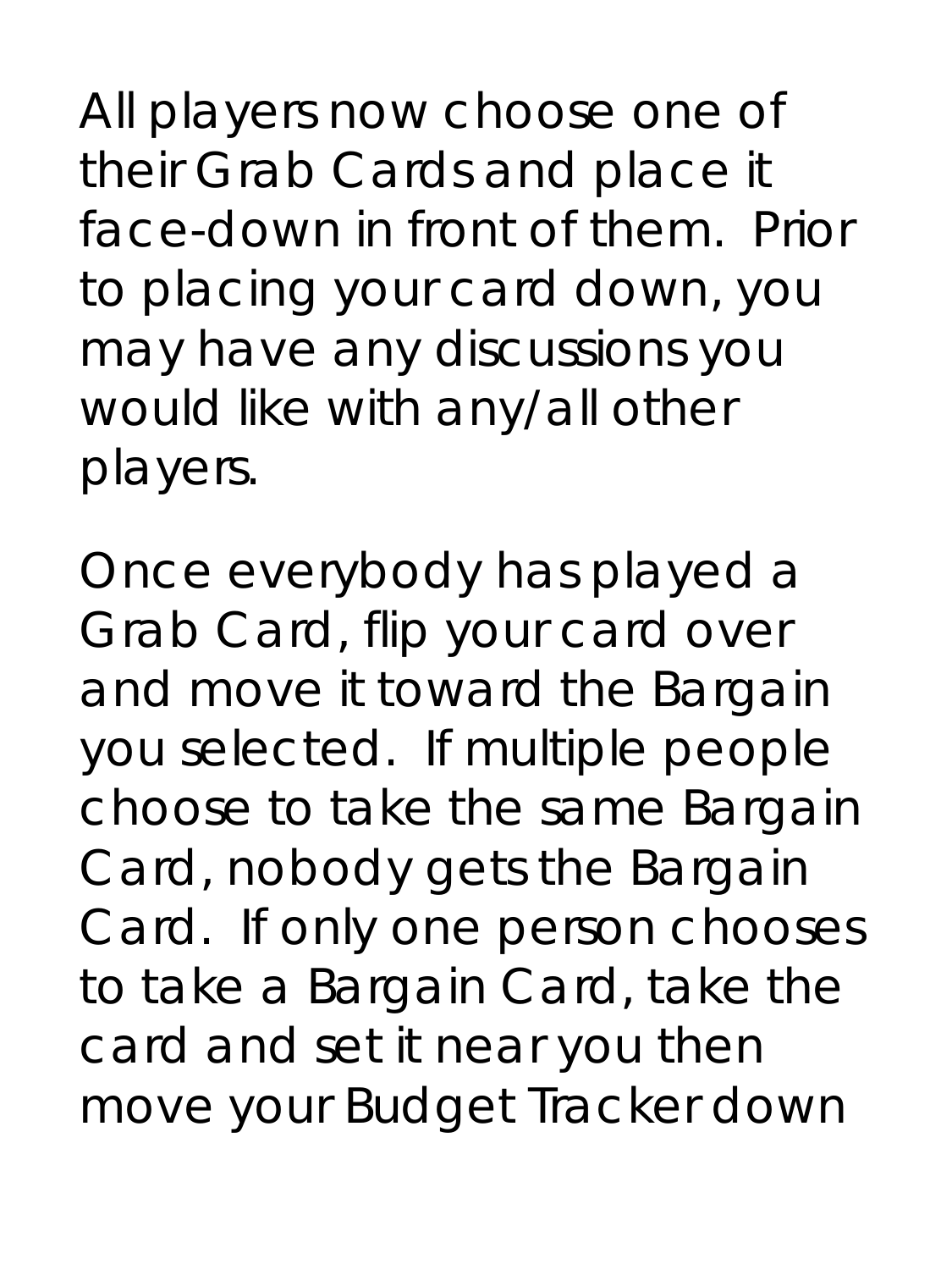All players now choose one of their Grab Cards and place it face-down in front of them. Prior to placing your card down, you may have any discussions you would like with any/all other players.

Once everybody has played a Grab Card, flip your card over and move it toward the Bargain you selected. If multiple people choose to take the same Bargain Card, nobody gets the Bargain Card. If only one person chooses to take a Bargain Card, take the card and set it near you then move your Budget Tracker down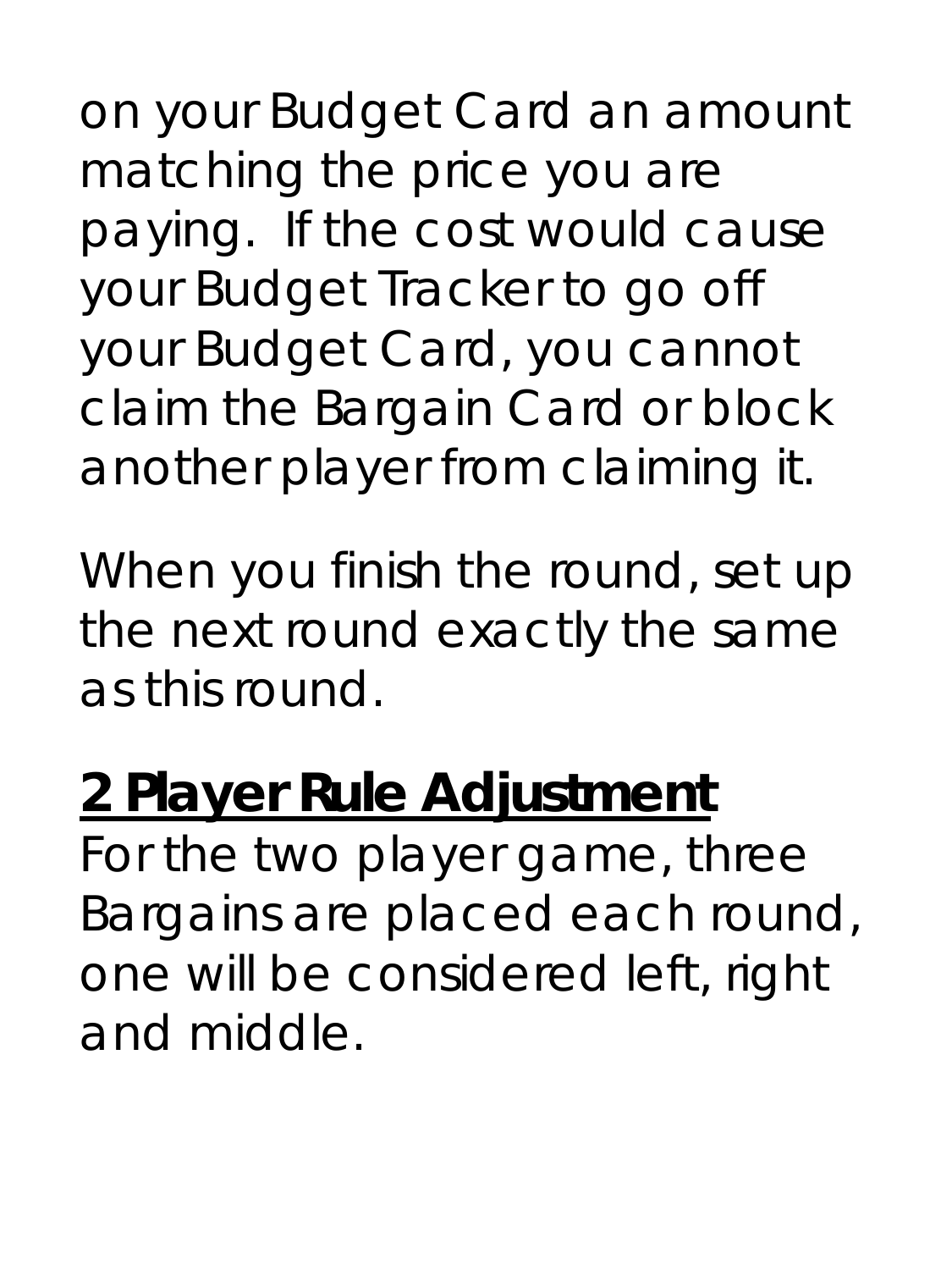on your Budget Card an amount matching the price you are paying. If the cost would cause your Budget Tracker to go off your Budget Card, you cannot claim the Bargain Card or block another player from claiming it.

When you finish the round, set up the next round exactly the same as this round.

## 2 Player Rule Adjustment

For the two player game, three Bargains are placed each round, one will be considered left, right and middle.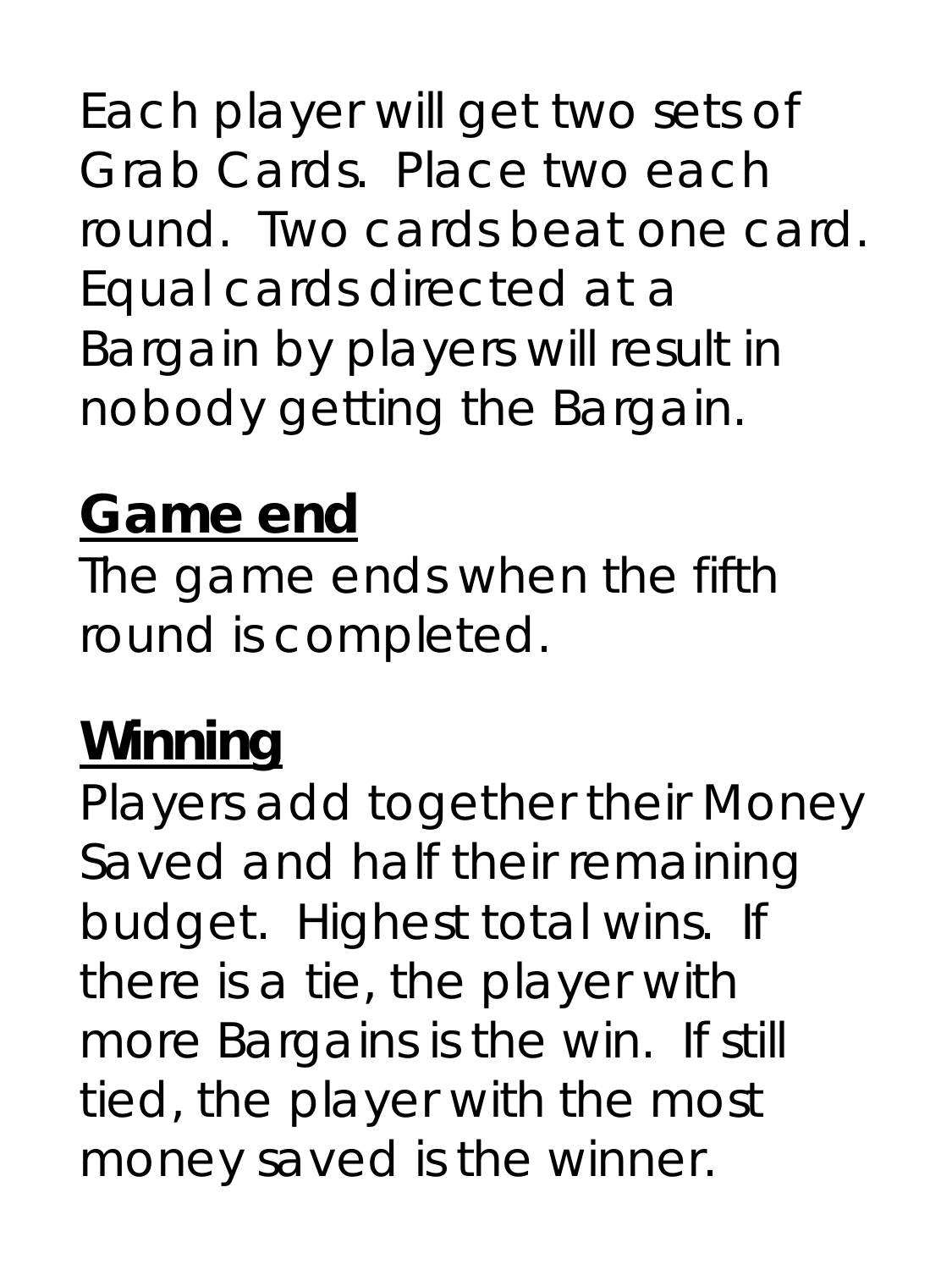Each player will get two sets of Grab Cards. Place two each round. Two cards beat one card. Equal cards directed at a Bargain by players will result in nobody getting the Bargain.

## **Game end**

The game ends when the fifth round is completed.

## **Winning**

Players add together their Money Saved and half their remaining budget. Highest total wins. If there is a tie, the player with more Bargains is the win. If still tied, the player with the most money saved is the winner.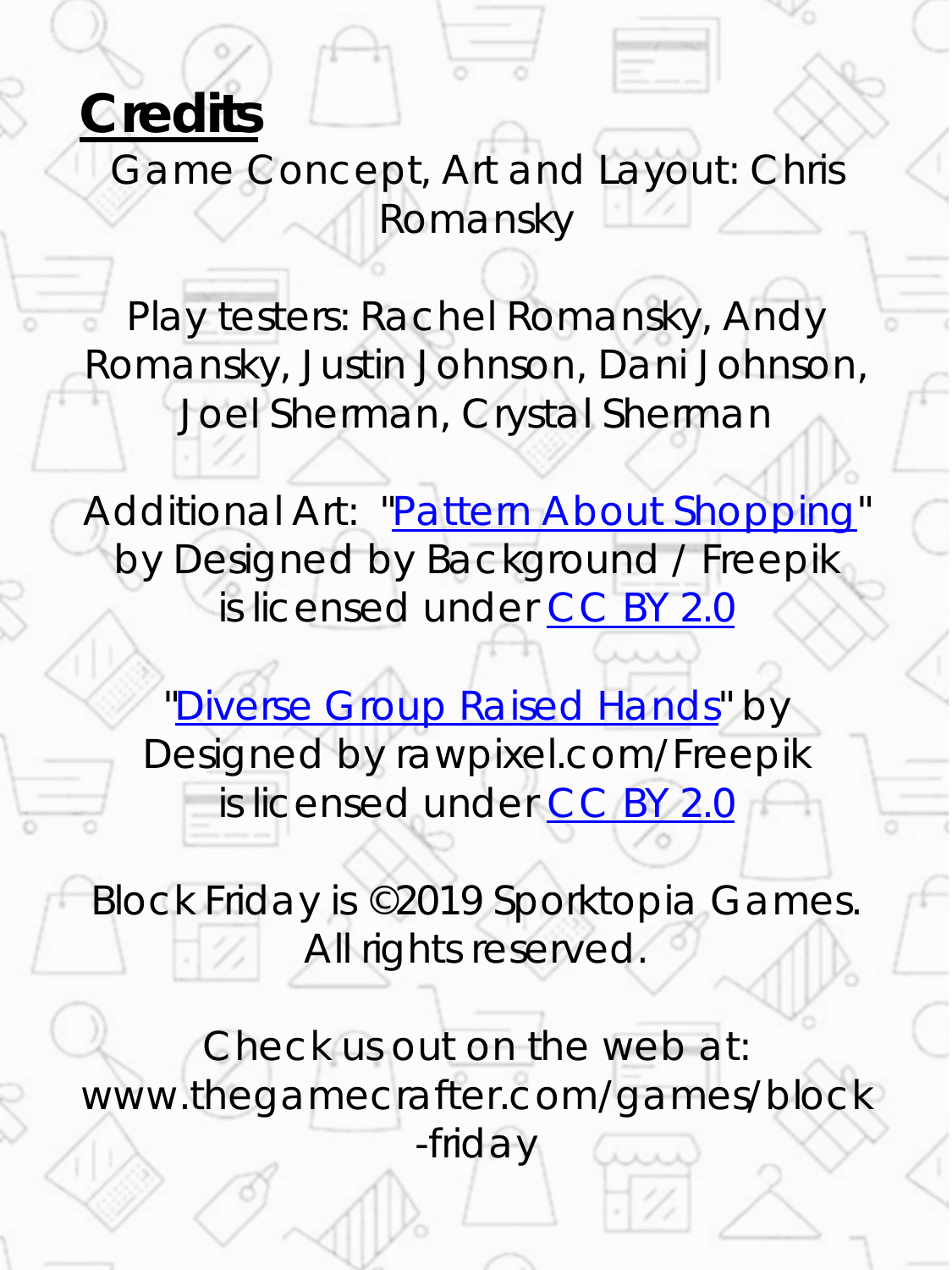# Credits

Game Concept, Art and Layout: Chris Romansky

Play testers: Rachel Romansky, Andy Romansky, Justin Johnson, Dani Johnson, Joel Sherman, Crystal Sherman

Additional Art: "Pattern About Shopping" by Designed by Background / Freepik is licensed under CC BY 2.0

"Diverse Group Raised Hands" by Designed by rawpixel.com/Freepik is licensed under CC BY 2.0

Block Friday is ©2019 Sporktopia Games. All rights reserved.

Check us out on the web at: www.thegamecrafter.com/games/block-friday